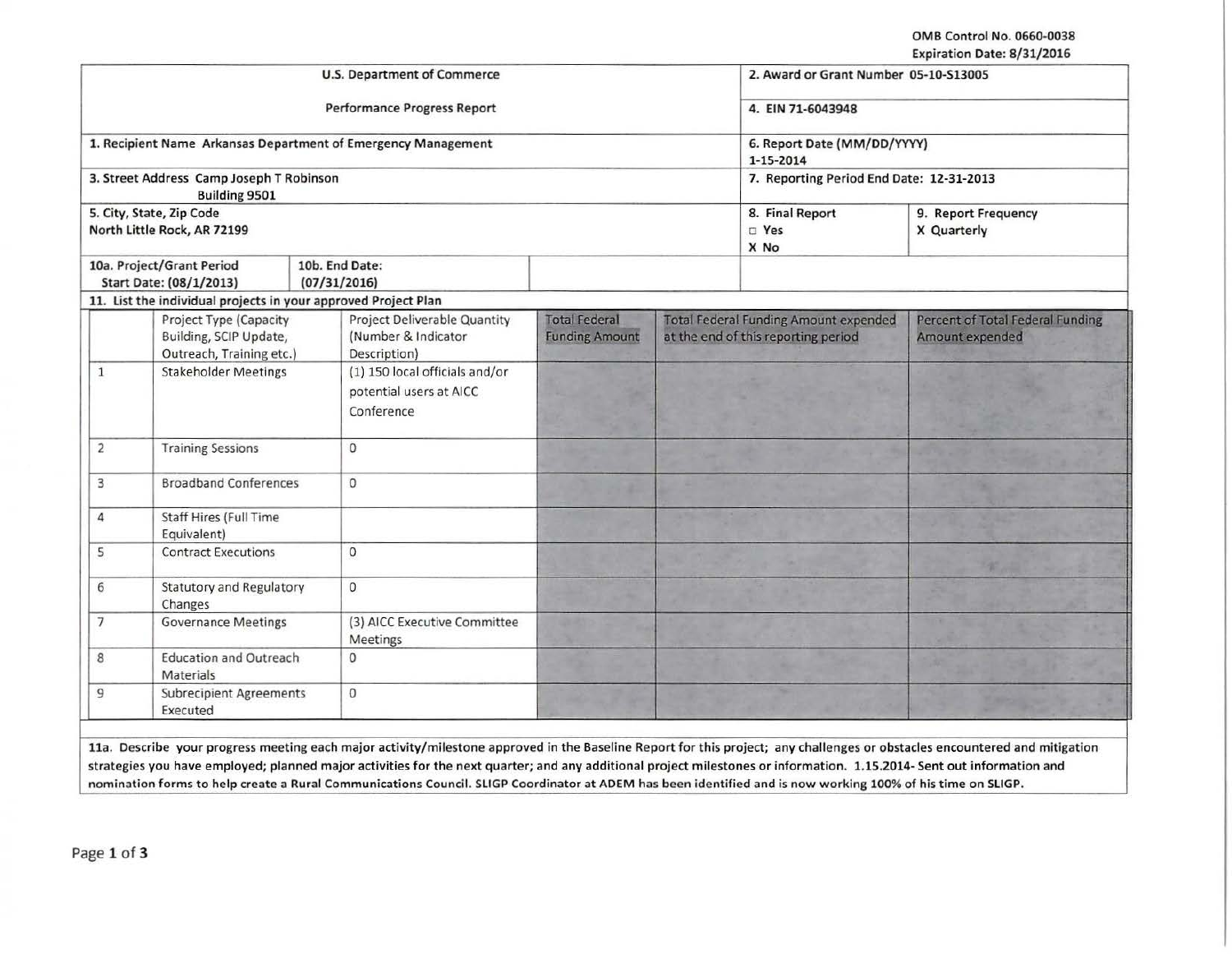OMB Control No. 0660-0038
Expiration Date: 8/31/2016

| U.S. Department of Commerce | 2. Award or Grant Number 05-10-S13005 |
|---|---|
| Performance Progress Report | 4. EIN 71-6043948 |
| 1. Recipient Name Arkansas Department of Emergency Management | 6. Report Date (MM/DD/YYYY) 1-15-2014 |
| 3. Street Address Camp Joseph T Robinson Building 9501 | 7. Reporting Period End Date: 12-31-2013 |
| 5. City, State, Zip Code North Little Rock, AR 72199 | 8. Final Report ☐ Yes X No — 9. Report Frequency X Quarterly |
| 10a. Project/Grant Period Start Date: (08/1/2013) — 10b. End Date: (07/31/2016) | |

**11. List the individual projects in your approved Project Plan**

| | Project Type (Capacity Building, SCIP Update, Outreach, Training etc.) | Project Deliverable Quantity (Number & Indicator Description) | Total Federal Funding Amount | Total Federal Funding Amount expended at the end of this reporting period | Percent of Total Federal Funding Amount expended |
|---|---|---|---|---|---|
| 1 | Stakeholder Meetings | (1) 150 local officials and/or potential users at AICC Conference | | | |
| 2 | Training Sessions | 0 | | | |
| 3 | Broadband Conferences | 0 | | | |
| 4 | Staff Hires (Full Time Equivalent) | | | | |
| 5 | Contract Executions | 0 | | | |
| 6 | Statutory and Regulatory Changes | 0 | | | |
| 7 | Governance Meetings | (3) AICC Executive Committee Meetings | | | |
| 8 | Education and Outreach Materials | 0 | | | |
| 9 | Subrecipient Agreements Executed | 0 | | | |

**11a. Describe your progress meeting each major activity/milestone approved in the Baseline Report for this project; any challenges or obstacles encountered and mitigation strategies you have employed; planned major activities for the next quarter; and any additional project milestones or information.** 1.15.2014- Sent out information and nomination forms to help create a Rural Communications Council. SLIGP Coordinator at ADEM has been identified and is now working 100% of his time on SLIGP.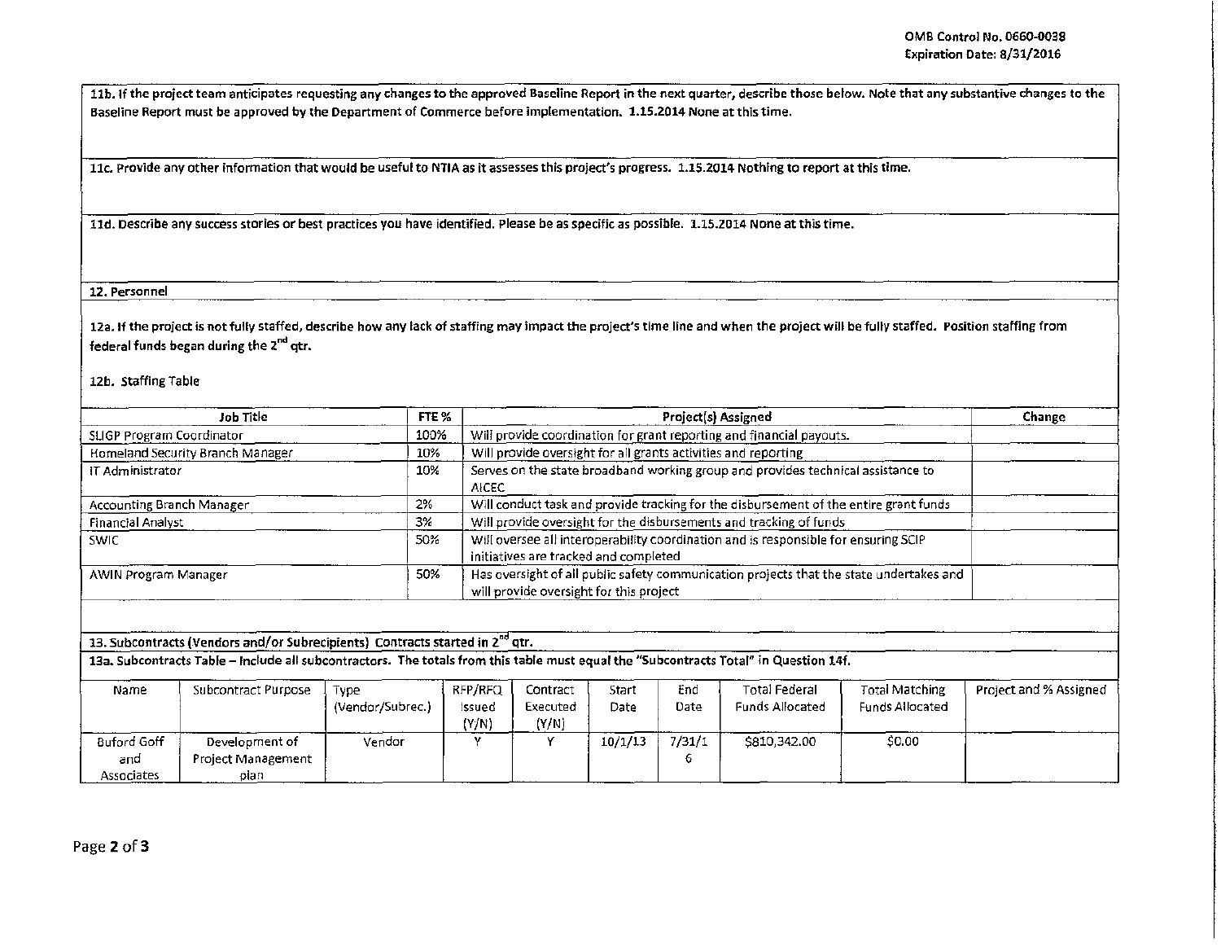**11b. If the project team anticipates requesting any changes to the approved Baseline Report in the next quarter, describe those below. Note that any substantive changes to the Baseline Report must be approved by the Department of Commerce before implementation. 1.15.2014 None at this time.**

**11c. Provide any other information that would be useful to NTIA as it assesses this project's progress. 1.15.2014 Nothing to report at this time.**

**11d. Describe any success stories or best practices you have identified. Please be as specific as possible. 1.15.2014 None at this time.**

**12. Personnel**

**12a. If the project is not fully staffed, describe how any lack of staffing may impact the project's time line and when the project will be fully staffed. Position staffing from federal funds began during the 2nd qtr.**

**12b. Staffing Table**

| Job Title | FTE % | Project(s) Assigned | Change |
|---|---|---|---|
| SLIGP Program Coordinator | 100% | Will provide coordination for grant reporting and financial payouts. | |
| Homeland Security Branch Manager | 10% | Will provide oversight for all grants activities and reporting | |
| IT Administrator | 10% | Serves on the state broadband working group and provides technical assistance to AICEC | |
| Accounting Branch Manager | 2% | Will conduct task and provide tracking for the disbursement of the entire grant funds | |
| Financial Analyst | 3% | Will provide oversight for the disbursements and tracking of funds | |
| SWIC | 50% | Will oversee all interoperability coordination and is responsible for ensuring SCIP initiatives are tracked and completed | |
| AWIN Program Manager | 50% | Has oversight of all public safety communication projects that the state undertakes and will provide oversight for this project | |

**13. Subcontracts (Vendors and/or Subrecipients) Contracts started in 2nd qtr.**

**13a. Subcontracts Table – Include all subcontractors. The totals from this table must equal the "Subcontracts Total" in Question 14f.**

| Name | Subcontract Purpose | Type (Vendor/Subrec.) | RFP/RFQ Issued (Y/N) | Contract Executed (Y/N) | Start Date | End Date | Total Federal Funds Allocated | Total Matching Funds Allocated | Project and % Assigned |
|---|---|---|---|---|---|---|---|---|---|
| Buford Goff and Associates | Development of Project Management plan | Vendor | Y | Y | 10/1/13 | 7/31/16 | $810,342.00 | $0.00 | |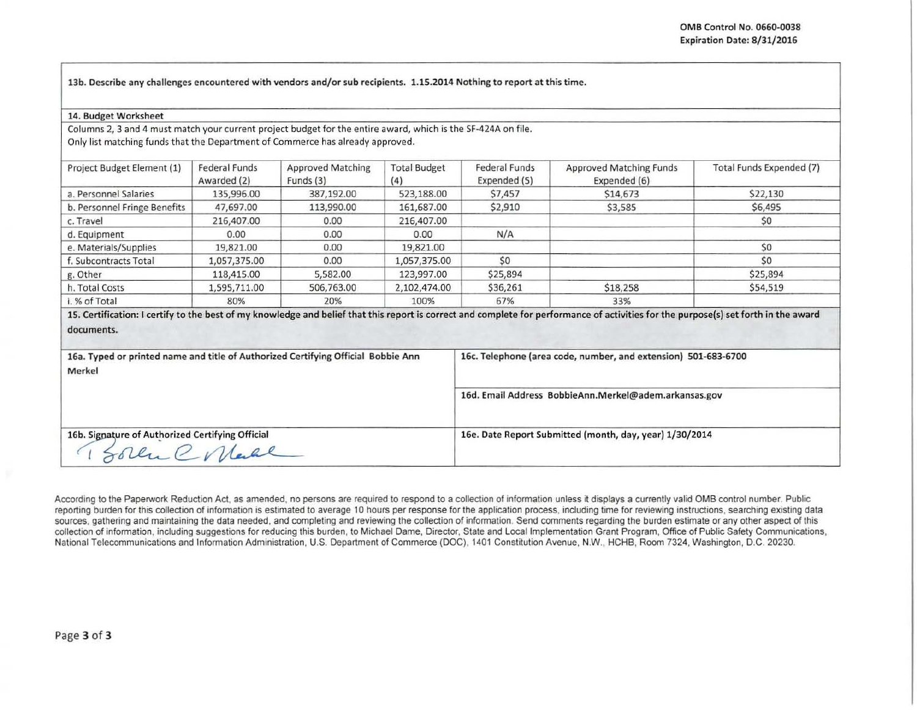**OMB Control No. 0660-0038**
**Expiration Date: 8/31/2016**

**13b. Describe any challenges encountered with vendors and/or sub recipients. 1.15.2014 Nothing to report at this time.**

**14. Budget Worksheet**

Columns 2, 3 and 4 must match your current project budget for the entire award, which is the SF-424A on file.
Only list matching funds that the Department of Commerce has already approved.

| Project Budget Element (1) | Federal Funds Awarded (2) | Approved Matching Funds (3) | Total Budget (4) | Federal Funds Expended (5) | Approved Matching Funds Expended (6) | Total Funds Expended (7) |
|---|---|---|---|---|---|---|
| a. Personnel Salaries | 135,996.00 | 387,192.00 | 523,188.00 | $7,457 | $14,673 | $22,130 |
| b. Personnel Fringe Benefits | 47,697.00 | 113,990.00 | 161,687.00 | $2,910 | $3,585 | $6,495 |
| c. Travel | 216,407.00 | 0.00 | 216,407.00 | | | $0 |
| d. Equipment | 0.00 | 0.00 | 0.00 | N/A | | |
| e. Materials/Supplies | 19,821.00 | 0.00 | 19,821.00 | | | $0 |
| f. Subcontracts Total | 1,057,375.00 | 0.00 | 1,057,375.00 | $0 | | $0 |
| g. Other | 118,415.00 | 5,582.00 | 123,997.00 | $25,894 | | $25,894 |
| h. Total Costs | 1,595,711.00 | 506,763.00 | 2,102,474.00 | $36,261 | $18,258 | $54,519 |
| i. % of Total | 80% | 20% | 100% | 67% | 33% | |

**15. Certification: I certify to the best of my knowledge and belief that this report is correct and complete for performance of activities for the purpose(s) set forth in the award documents.**

**16a. Typed or printed name and title of Authorized Certifying Official** Bobbie Ann Merkel

**16b. Signature of Authorized Certifying Official**

**16c. Telephone (area code, number, and extension)** 501-683-6700

**16d. Email Address** BobbieAnn.Merkel@adem.arkansas.gov

**16e. Date Report Submitted (month, day, year)** 1/30/2014

According to the Paperwork Reduction Act, as amended, no persons are required to respond to a collection of information unless it displays a currently valid OMB control number. Public reporting burden for this collection of information is estimated to average 10 hours per response for the application process, including time for reviewing instructions, searching existing data sources, gathering and maintaining the data needed, and completing and reviewing the collection of information. Send comments regarding the burden estimate or any other aspect of this collection of information, including suggestions for reducing this burden, to Michael Dame, Director, State and Local Implementation Grant Program, Office of Public Safety Communications, National Telecommunications and Information Administration, U.S. Department of Commerce (DOC), 1401 Constitution Avenue, N.W., HCHB, Room 7324, Washington, D.C. 20230.